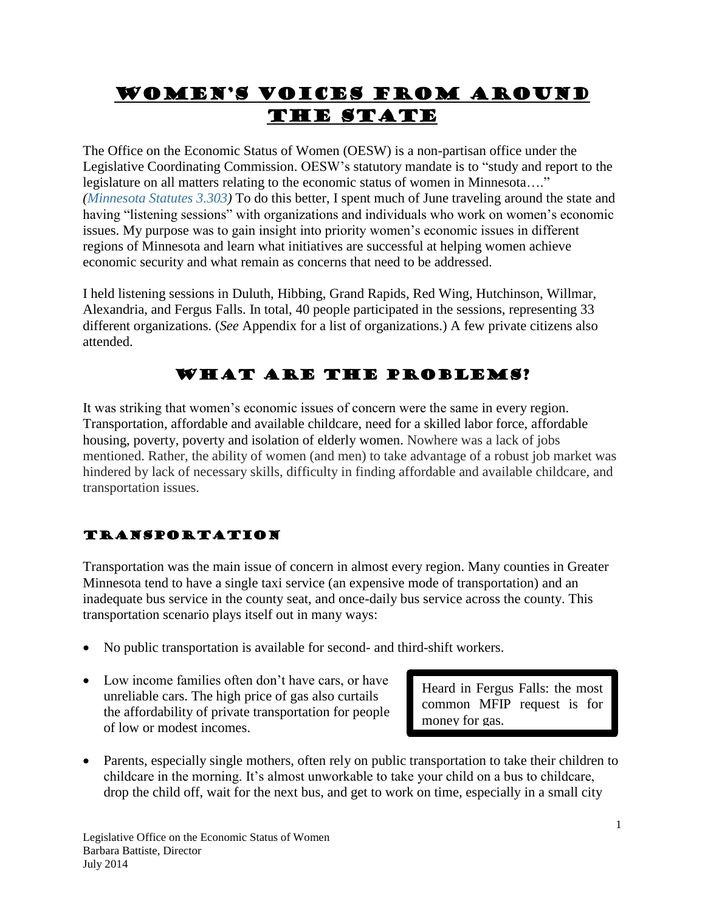# Women's Voices from Around the State

The Office on the Economic Status of Women (OESW) is a non-partisan office under the Legislative Coordinating Commission. OESW's statutory mandate is to "study and report to the legislature on all matters relating to the economic status of women in Minnesota…." *(Minnesota Statutes 3.303)* To do this better, I spent much of June traveling around the state and having "listening sessions" with organizations and individuals who work on women's economic issues. My purpose was to gain insight into priority women's economic issues in different regions of Minnesota and learn what initiatives are successful at helping women achieve economic security and what remain as concerns that need to be addressed.

I held listening sessions in Duluth, Hibbing, Grand Rapids, Red Wing, Hutchinson, Willmar, Alexandria, and Fergus Falls. In total, 40 people participated in the sessions, representing 33 different organizations. (*See* Appendix for a list of organizations.) A few private citizens also attended.

## What are the Problems?

It was striking that women's economic issues of concern were the same in every region. Transportation, affordable and available childcare, need for a skilled labor force, affordable housing, poverty, poverty and isolation of elderly women. Nowhere was a lack of jobs mentioned. Rather, the ability of women (and men) to take advantage of a robust job market was hindered by lack of necessary skills, difficulty in finding affordable and available childcare, and transportation issues.

### Transportation

Transportation was the main issue of concern in almost every region. Many counties in Greater Minnesota tend to have a single taxi service (an expensive mode of transportation) and an inadequate bus service in the county seat, and once-daily bus service across the county. This transportation scenario plays itself out in many ways:

- No public transportation is available for second- and third-shift workers.
- Low income families often don't have cars, or have unreliable cars. The high price of gas also curtails the affordability of private transportation for people of low or modest incomes.

> Heard in Fergus Falls: the most common MFIP request is for money for gas.

- Parents, especially single mothers, often rely on public transportation to take their children to childcare in the morning. It's almost unworkable to take your child on a bus to childcare, drop the child off, wait for the next bus, and get to work on time, especially in a small city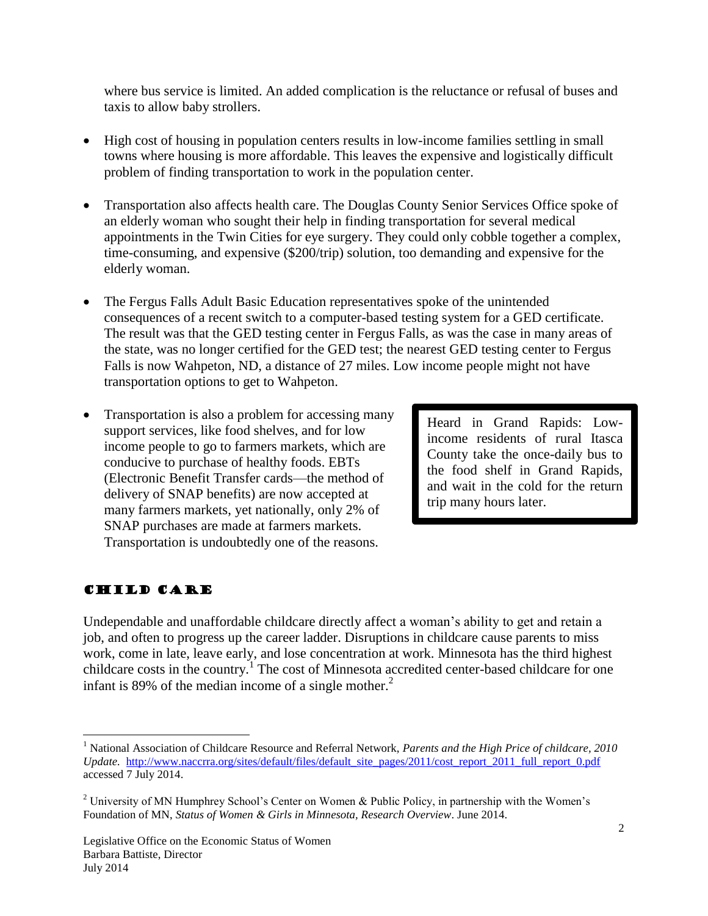where bus service is limited. An added complication is the reluctance or refusal of buses and taxis to allow baby strollers.

- High cost of housing in population centers results in low-income families settling in small towns where housing is more affordable. This leaves the expensive and logistically difficult problem of finding transportation to work in the population center.

- Transportation also affects health care. The Douglas County Senior Services Office spoke of an elderly woman who sought their help in finding transportation for several medical appointments in the Twin Cities for eye surgery. They could only cobble together a complex, time-consuming, and expensive ($200/trip) solution, too demanding and expensive for the elderly woman.

- The Fergus Falls Adult Basic Education representatives spoke of the unintended consequences of a recent switch to a computer-based testing system for a GED certificate. The result was that the GED testing center in Fergus Falls, as was the case in many areas of the state, was no longer certified for the GED test; the nearest GED testing center to Fergus Falls is now Wahpeton, ND, a distance of 27 miles. Low income people might not have transportation options to get to Wahpeton.

- Transportation is also a problem for accessing many support services, like food shelves, and for low income people to go to farmers markets, which are conducive to purchase of healthy foods. EBTs (Electronic Benefit Transfer cards—the method of delivery of SNAP benefits) are now accepted at many farmers markets, yet nationally, only 2% of SNAP purchases are made at farmers markets. Transportation is undoubtedly one of the reasons.

> Heard in Grand Rapids: Low-income residents of rural Itasca County take the once-daily bus to the food shelf in Grand Rapids, and wait in the cold for the return trip many hours later.

## Child Care

Undependable and unaffordable childcare directly affect a woman's ability to get and retain a job, and often to progress up the career ladder. Disruptions in childcare cause parents to miss work, come in late, leave early, and lose concentration at work. Minnesota has the third highest childcare costs in the country.[1] The cost of Minnesota accredited center-based childcare for one infant is 89% of the median income of a single mother.[2]

---

[1] National Association of Childcare Resource and Referral Network, *Parents and the High Price of childcare, 2010 Update.* http://www.naccrra.org/sites/default/files/default_site_pages/2011/cost_report_2011_full_report_0.pdf accessed 7 July 2014.

[2] University of MN Humphrey School's Center on Women & Public Policy, in partnership with the Women's Foundation of MN, *Status of Women & Girls in Minnesota, Research Overview*. June 2014.

Legislative Office on the Economic Status of Women
Barbara Battiste, Director
July 2014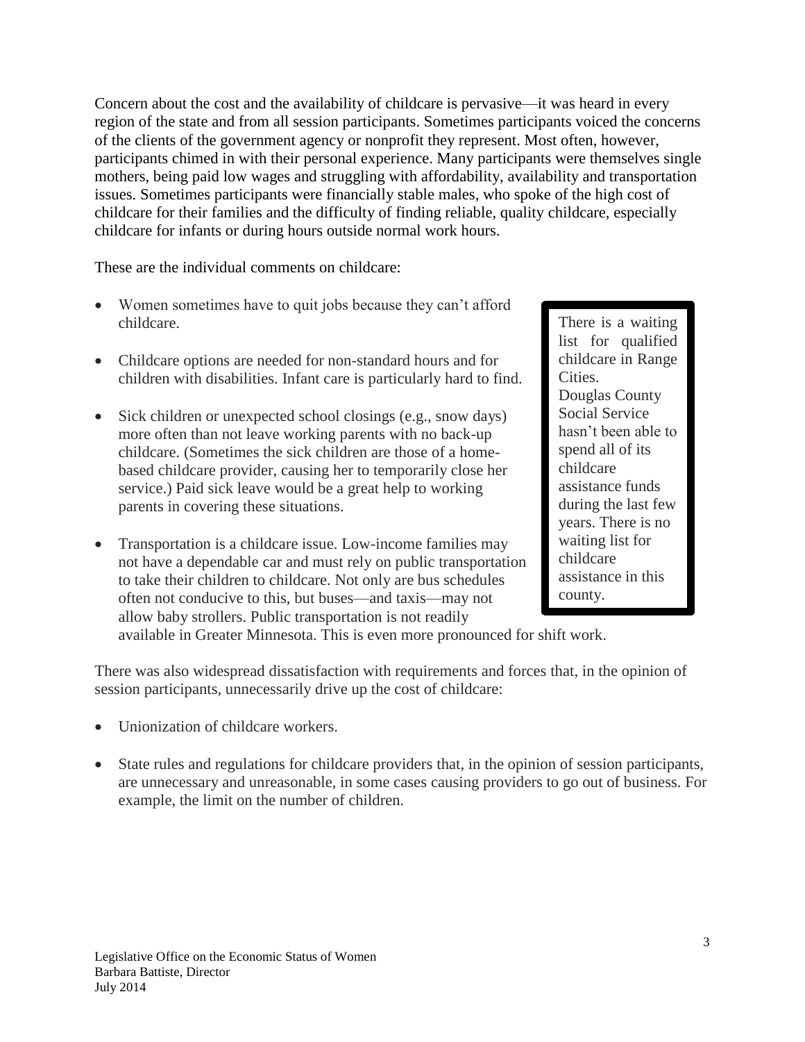Concern about the cost and the availability of childcare is pervasive—it was heard in every region of the state and from all session participants. Sometimes participants voiced the concerns of the clients of the government agency or nonprofit they represent. Most often, however, participants chimed in with their personal experience. Many participants were themselves single mothers, being paid low wages and struggling with affordability, availability and transportation issues. Sometimes participants were financially stable males, who spoke of the high cost of childcare for their families and the difficulty of finding reliable, quality childcare, especially childcare for infants or during hours outside normal work hours.

These are the individual comments on childcare:

- Women sometimes have to quit jobs because they can't afford childcare.
- Childcare options are needed for non-standard hours and for children with disabilities. Infant care is particularly hard to find.
- Sick children or unexpected school closings (e.g., snow days) more often than not leave working parents with no back-up childcare. (Sometimes the sick children are those of a home-based childcare provider, causing her to temporarily close her service.) Paid sick leave would be a great help to working parents in covering these situations.
- Transportation is a childcare issue. Low-income families may not have a dependable car and must rely on public transportation to take their children to childcare. Not only are bus schedules often not conducive to this, but buses—and taxis—may not allow baby strollers. Public transportation is not readily available in Greater Minnesota. This is even more pronounced for shift work.

> There is a waiting list for qualified childcare in Range Cities.
> Douglas County Social Service hasn't been able to spend all of its childcare assistance funds during the last few years. There is no waiting list for childcare assistance in this county.

There was also widespread dissatisfaction with requirements and forces that, in the opinion of session participants, unnecessarily drive up the cost of childcare:

- Unionization of childcare workers.
- State rules and regulations for childcare providers that, in the opinion of session participants, are unnecessary and unreasonable, in some cases causing providers to go out of business. For example, the limit on the number of children.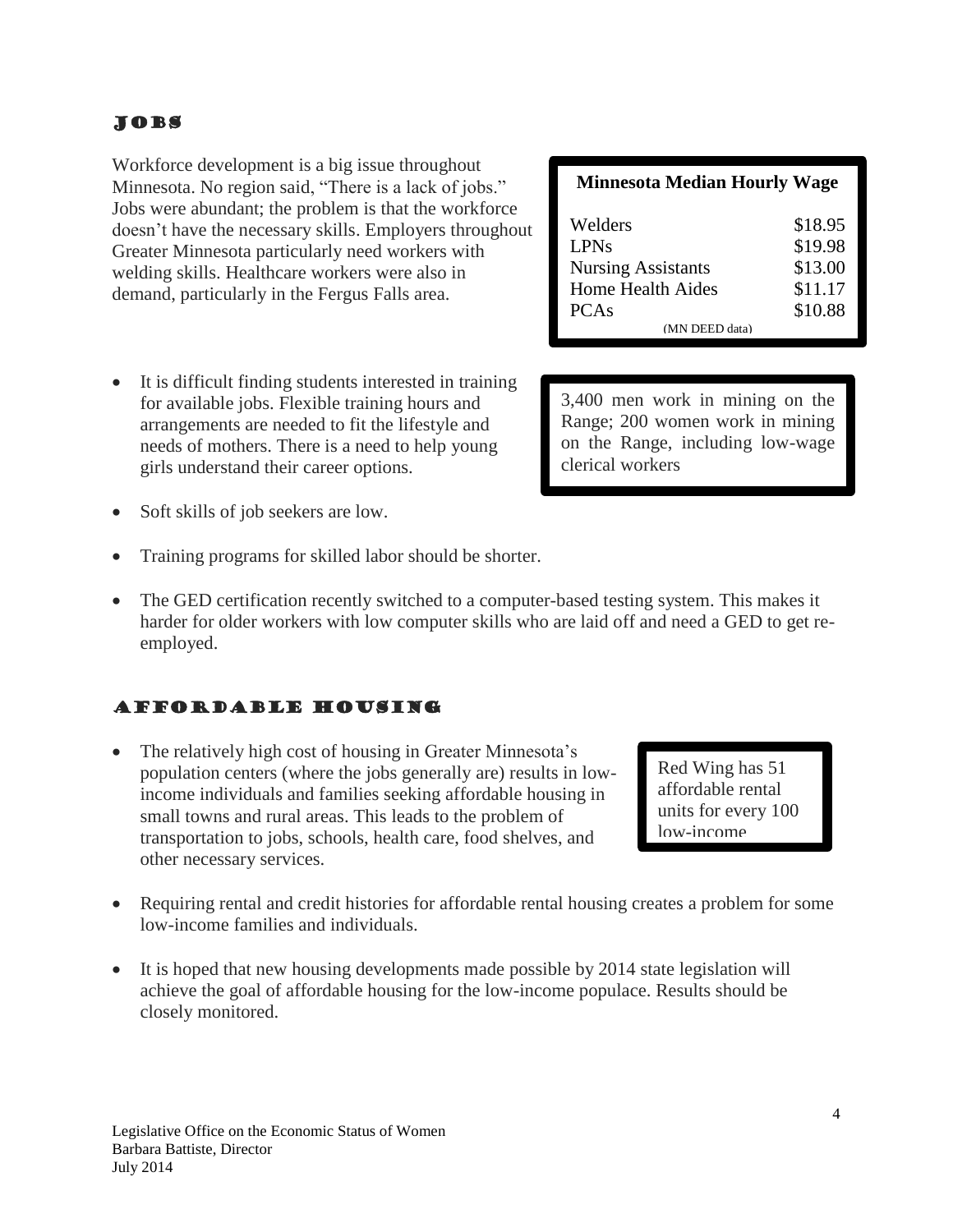## Jobs

Workforce development is a big issue throughout Minnesota. No region said, "There is a lack of jobs." Jobs were abundant; the problem is that the workforce doesn't have the necessary skills. Employers throughout Greater Minnesota particularly need workers with welding skills. Healthcare workers were also in demand, particularly in the Fergus Falls area.

**Minnesota Median Hourly Wage**

| Occupation | Wage |
|---|---|
| Welders | $18.95 |
| LPNs | $19.98 |
| Nursing Assistants | $13.00 |
| Home Health Aides | $11.17 |
| PCAs | $10.88 |

(MN DEED data)

- It is difficult finding students interested in training for available jobs. Flexible training hours and arrangements are needed to fit the lifestyle and needs of mothers. There is a need to help young girls understand their career options.

3,400 men work in mining on the Range; 200 women work in mining on the Range, including low-wage clerical workers

- Soft skills of job seekers are low.
- Training programs for skilled labor should be shorter.
- The GED certification recently switched to a computer-based testing system. This makes it harder for older workers with low computer skills who are laid off and need a GED to get re-employed.

## Affordable Housing

- The relatively high cost of housing in Greater Minnesota's population centers (where the jobs generally are) results in low-income individuals and families seeking affordable housing in small towns and rural areas. This leads to the problem of transportation to jobs, schools, health care, food shelves, and other necessary services.

Red Wing has 51 affordable rental units for every 100 low-income

- Requiring rental and credit histories for affordable rental housing creates a problem for some low-income families and individuals.
- It is hoped that new housing developments made possible by 2014 state legislation will achieve the goal of affordable housing for the low-income populace. Results should be closely monitored.

Legislative Office on the Economic Status of Women
Barbara Battiste, Director
July 2014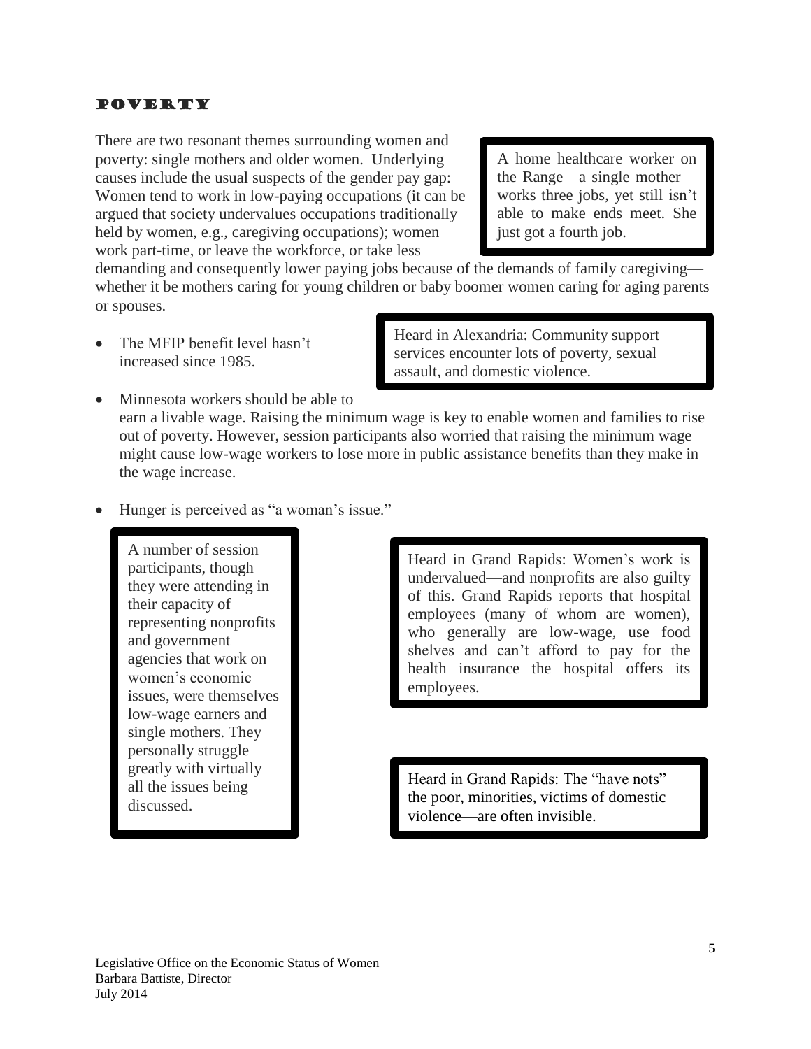## POVERTY

There are two resonant themes surrounding women and poverty: single mothers and older women. Underlying causes include the usual suspects of the gender pay gap: Women tend to work in low-paying occupations (it can be argued that society undervalues occupations traditionally held by women, e.g., caregiving occupations); women work part-time, or leave the workforce, or take less demanding and consequently lower paying jobs because of the demands of family caregiving—whether it be mothers caring for young children or baby boomer women caring for aging parents or spouses.

> A home healthcare worker on the Range—a single mother—works three jobs, yet still isn't able to make ends meet. She just got a fourth job.

- The MFIP benefit level hasn't increased since 1985.

> Heard in Alexandria: Community support services encounter lots of poverty, sexual assault, and domestic violence.

- Minnesota workers should be able to earn a livable wage. Raising the minimum wage is key to enable women and families to rise out of poverty. However, session participants also worried that raising the minimum wage might cause low-wage workers to lose more in public assistance benefits than they make in the wage increase.
- Hunger is perceived as "a woman's issue."

> A number of session participants, though they were attending in their capacity of representing nonprofits and government agencies that work on women's economic issues, were themselves low-wage earners and single mothers. They personally struggle greatly with virtually all the issues being discussed.

> Heard in Grand Rapids: Women's work is undervalued—and nonprofits are also guilty of this. Grand Rapids reports that hospital employees (many of whom are women), who generally are low-wage, use food shelves and can't afford to pay for the health insurance the hospital offers its employees.

> Heard in Grand Rapids: The "have nots"—the poor, minorities, victims of domestic violence—are often invisible.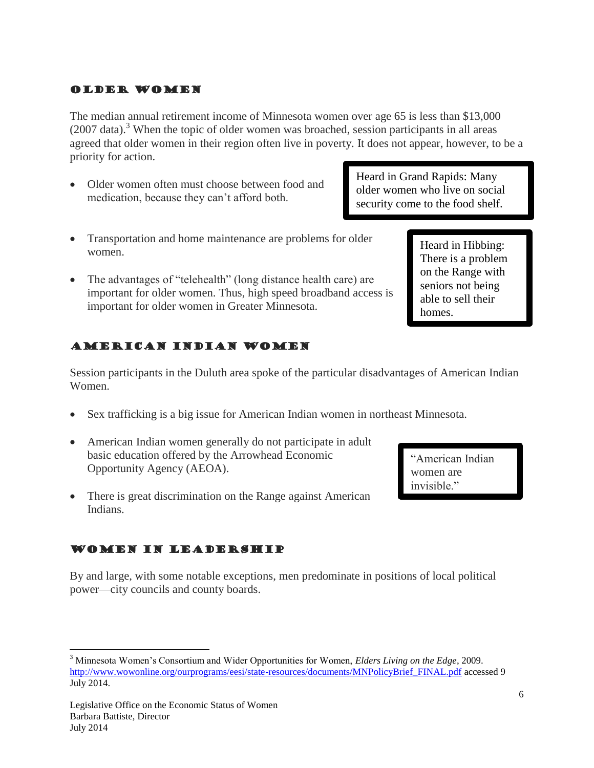## Older Women

The median annual retirement income of Minnesota women over age 65 is less than $13,000 (2007 data).[3] When the topic of older women was broached, session participants in all areas agreed that older women in their region often live in poverty. It does not appear, however, to be a priority for action.

- Older women often must choose between food and medication, because they can't afford both.

> Heard in Grand Rapids: Many older women who live on social security come to the food shelf.

- Transportation and home maintenance are problems for older women.
- The advantages of "telehealth" (long distance health care) are important for older women. Thus, high speed broadband access is important for older women in Greater Minnesota.

> Heard in Hibbing: There is a problem on the Range with seniors not being able to sell their homes.

## American Indian Women

Session participants in the Duluth area spoke of the particular disadvantages of American Indian Women.

- Sex trafficking is a big issue for American Indian women in northeast Minnesota.
- American Indian women generally do not participate in adult basic education offered by the Arrowhead Economic Opportunity Agency (AEOA).
- There is great discrimination on the Range against American Indians.

> "American Indian women are invisible."

## Women in Leadership

By and large, with some notable exceptions, men predominate in positions of local political power—city councils and county boards.

---

[3] Minnesota Women's Consortium and Wider Opportunities for Women, *Elders Living on the Edge*, 2009. http://www.wowonline.org/ourprograms/eesi/state-resources/documents/MNPolicyBrief_FINAL.pdf accessed 9 July 2014.

Legislative Office on the Economic Status of Women
Barbara Battiste, Director
July 2014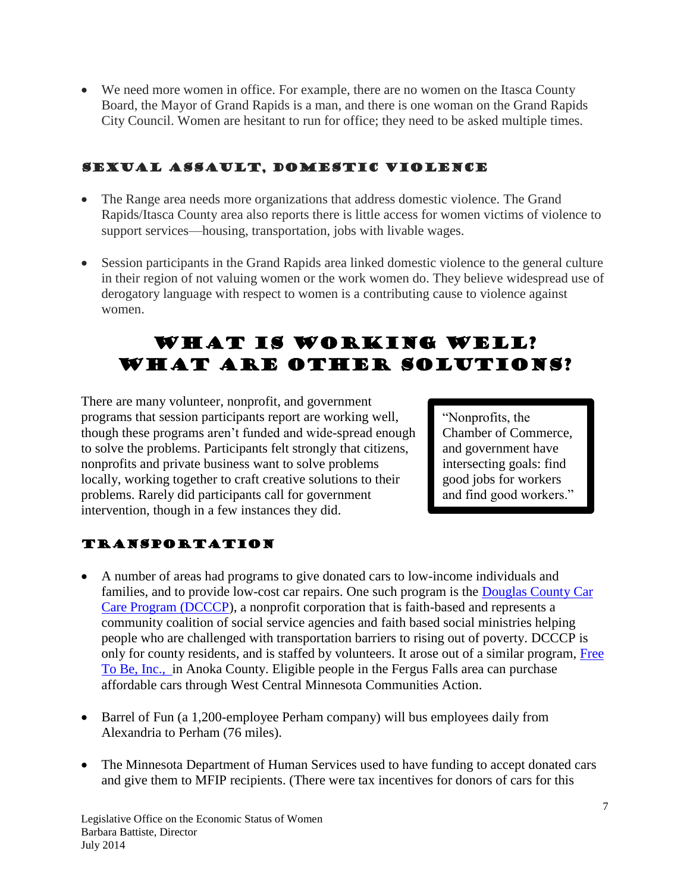- We need more women in office. For example, there are no women on the Itasca County Board, the Mayor of Grand Rapids is a man, and there is one woman on the Grand Rapids City Council. Women are hesitant to run for office; they need to be asked multiple times.

### Sexual Assault, Domestic Violence

- The Range area needs more organizations that address domestic violence. The Grand Rapids/Itasca County area also reports there is little access for women victims of violence to support services—housing, transportation, jobs with livable wages.
- Session participants in the Grand Rapids area linked domestic violence to the general culture in their region of not valuing women or the work women do. They believe widespread use of derogatory language with respect to women is a contributing cause to violence against women.

## What Is Working Well? What Are Other Solutions?

There are many volunteer, nonprofit, and government programs that session participants report are working well, though these programs aren't funded and wide-spread enough to solve the problems. Participants felt strongly that citizens, nonprofits and private business want to solve problems locally, working together to craft creative solutions to their problems. Rarely did participants call for government intervention, though in a few instances they did.

> "Nonprofits, the Chamber of Commerce, and government have intersecting goals: find good jobs for workers and find good workers."

### Transportation

- A number of areas had programs to give donated cars to low-income individuals and families, and to provide low-cost car repairs. One such program is the Douglas County Car Care Program (DCCCP), a nonprofit corporation that is faith-based and represents a community coalition of social service agencies and faith based social ministries helping people who are challenged with transportation barriers to rising out of poverty. DCCCP is only for county residents, and is staffed by volunteers. It arose out of a similar program, Free To Be, Inc., in Anoka County. Eligible people in the Fergus Falls area can purchase affordable cars through West Central Minnesota Communities Action.
- Barrel of Fun (a 1,200-employee Perham company) will bus employees daily from Alexandria to Perham (76 miles).
- The Minnesota Department of Human Services used to have funding to accept donated cars and give them to MFIP recipients. (There were tax incentives for donors of cars for this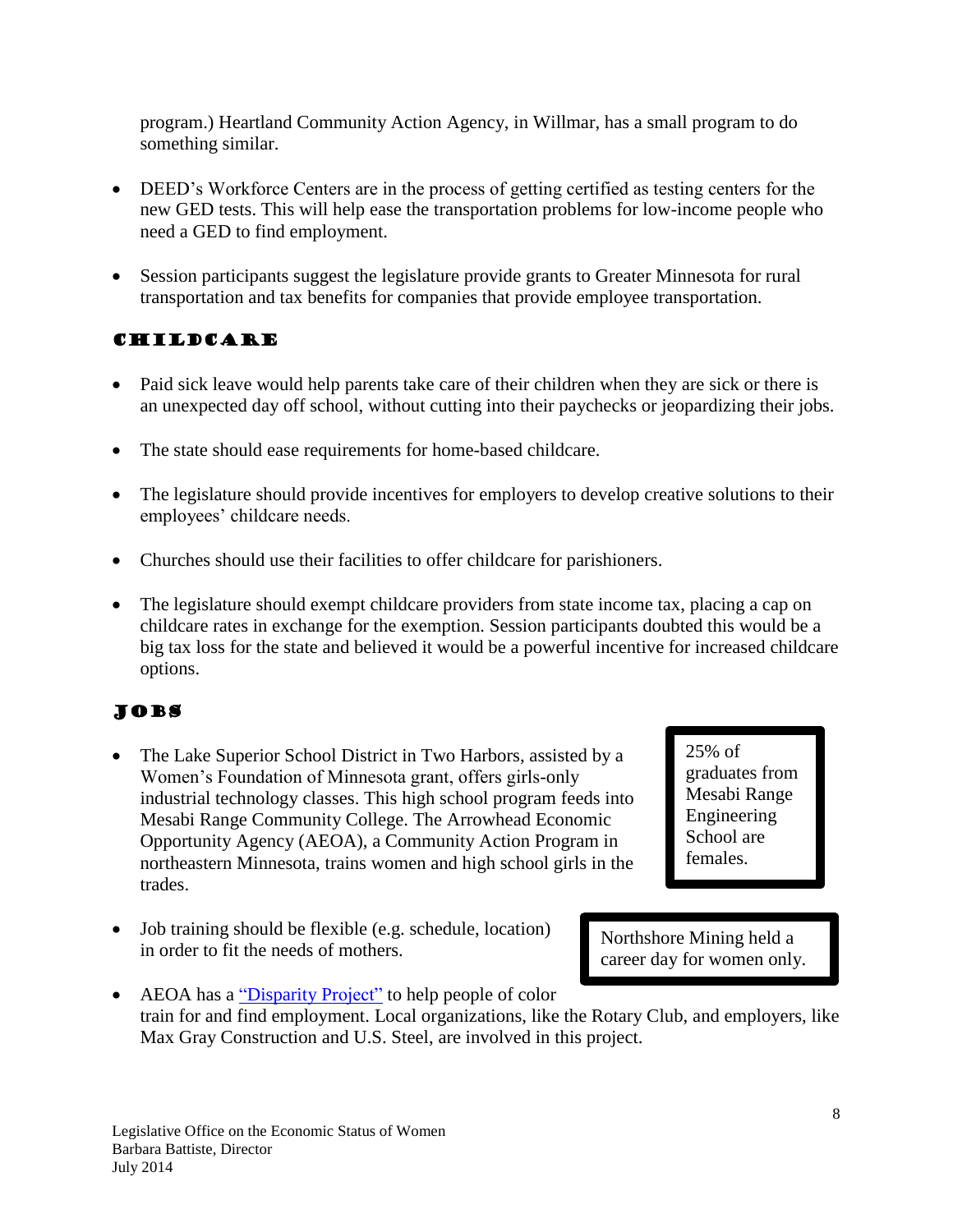program.) Heartland Community Action Agency, in Willmar, has a small program to do something similar.

- DEED's Workforce Centers are in the process of getting certified as testing centers for the new GED tests. This will help ease the transportation problems for low-income people who need a GED to find employment.
- Session participants suggest the legislature provide grants to Greater Minnesota for rural transportation and tax benefits for companies that provide employee transportation.

## Childcare

- Paid sick leave would help parents take care of their children when they are sick or there is an unexpected day off school, without cutting into their paychecks or jeopardizing their jobs.
- The state should ease requirements for home-based childcare.
- The legislature should provide incentives for employers to develop creative solutions to their employees' childcare needs.
- Churches should use their facilities to offer childcare for parishioners.
- The legislature should exempt childcare providers from state income tax, placing a cap on childcare rates in exchange for the exemption. Session participants doubted this would be a big tax loss for the state and believed it would be a powerful incentive for increased childcare options.

## Jobs

- The Lake Superior School District in Two Harbors, assisted by a Women's Foundation of Minnesota grant, offers girls-only industrial technology classes. This high school program feeds into Mesabi Range Community College. The Arrowhead Economic Opportunity Agency (AEOA), a Community Action Program in northeastern Minnesota, trains women and high school girls in the trades.

> 25% of graduates from Mesabi Range Engineering School are females.

- Job training should be flexible (e.g. schedule, location) in order to fit the needs of mothers.

> Northshore Mining held a career day for women only.

- AEOA has a "Disparity Project" to help people of color train for and find employment. Local organizations, like the Rotary Club, and employers, like Max Gray Construction and U.S. Steel, are involved in this project.

Legislative Office on the Economic Status of Women
Barbara Battiste, Director
July 2014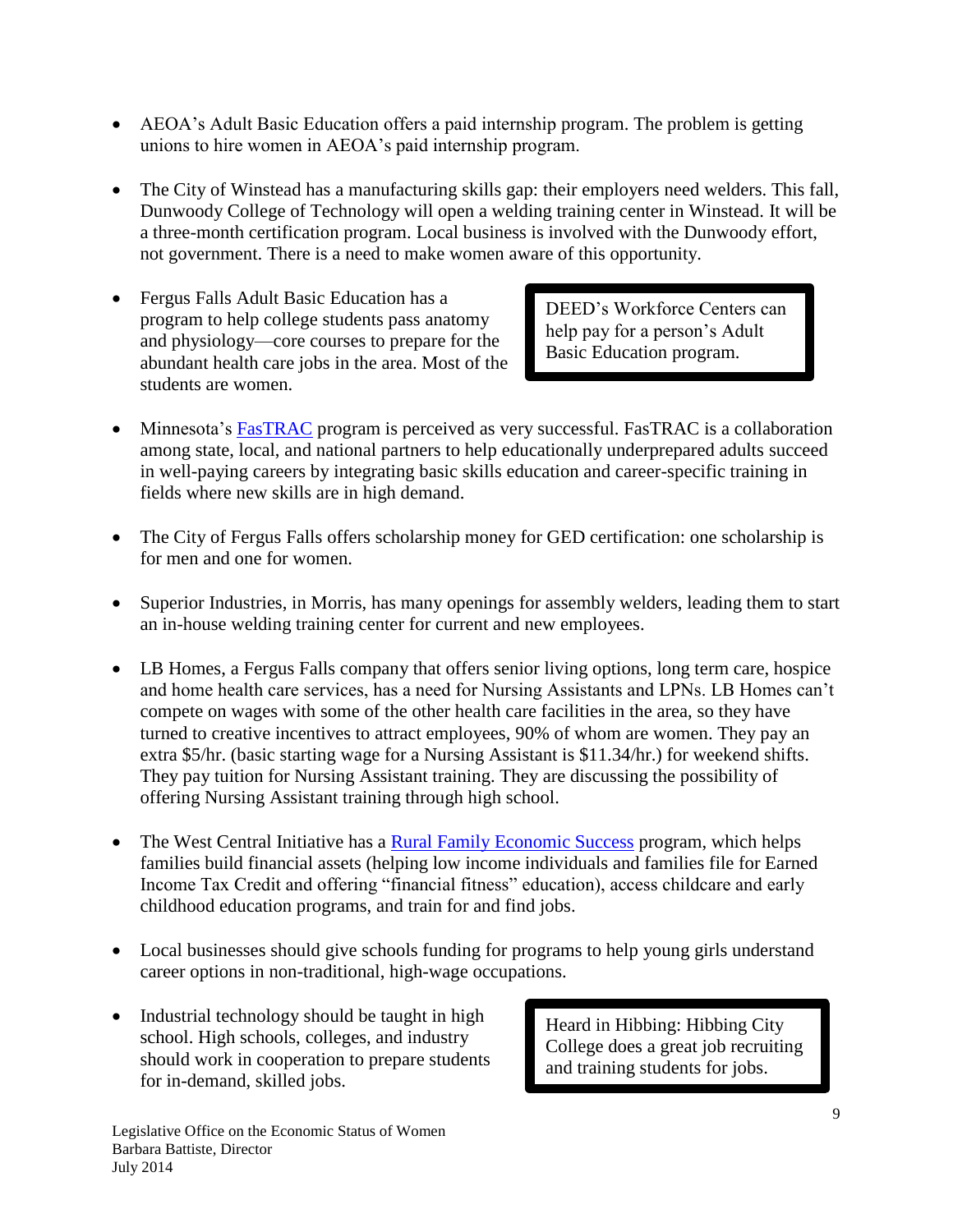- AEOA's Adult Basic Education offers a paid internship program. The problem is getting unions to hire women in AEOA's paid internship program.

- The City of Winstead has a manufacturing skills gap: their employers need welders. This fall, Dunwoody College of Technology will open a welding training center in Winstead. It will be a three-month certification program. Local business is involved with the Dunwoody effort, not government. There is a need to make women aware of this opportunity.

- Fergus Falls Adult Basic Education has a program to help college students pass anatomy and physiology—core courses to prepare for the abundant health care jobs in the area. Most of the students are women.

> DEED's Workforce Centers can help pay for a person's Adult Basic Education program.

- Minnesota's [FasTRAC](FasTRAC) program is perceived as very successful. FasTRAC is a collaboration among state, local, and national partners to help educationally underprepared adults succeed in well-paying careers by integrating basic skills education and career-specific training in fields where new skills are in high demand.

- The City of Fergus Falls offers scholarship money for GED certification: one scholarship is for men and one for women.

- Superior Industries, in Morris, has many openings for assembly welders, leading them to start an in-house welding training center for current and new employees.

- LB Homes, a Fergus Falls company that offers senior living options, long term care, hospice and home health care services, has a need for Nursing Assistants and LPNs. LB Homes can't compete on wages with some of the other health care facilities in the area, so they have turned to creative incentives to attract employees, 90% of whom are women. They pay an extra $5/hr. (basic starting wage for a Nursing Assistant is $11.34/hr.) for weekend shifts. They pay tuition for Nursing Assistant training. They are discussing the possibility of offering Nursing Assistant training through high school.

- The West Central Initiative has a [Rural Family Economic Success](Rural Family Economic Success) program, which helps families build financial assets (helping low income individuals and families file for Earned Income Tax Credit and offering "financial fitness" education), access childcare and early childhood education programs, and train for and find jobs.

- Local businesses should give schools funding for programs to help young girls understand career options in non-traditional, high-wage occupations.

- Industrial technology should be taught in high school. High schools, colleges, and industry should work in cooperation to prepare students for in-demand, skilled jobs.

> Heard in Hibbing: Hibbing City College does a great job recruiting and training students for jobs.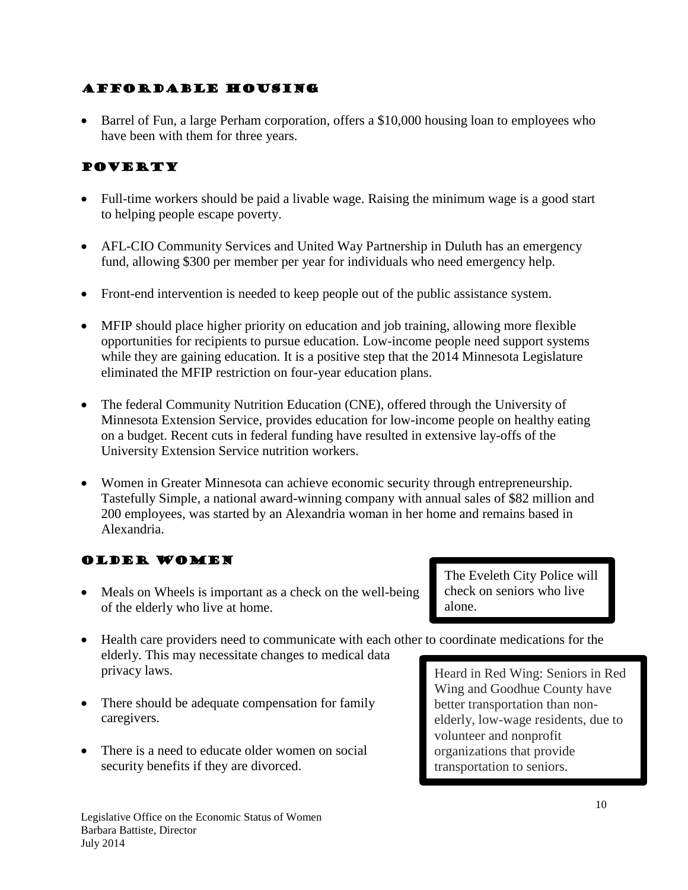## Affordable Housing

- Barrel of Fun, a large Perham corporation, offers a $10,000 housing loan to employees who have been with them for three years.

## Poverty

- Full-time workers should be paid a livable wage. Raising the minimum wage is a good start to helping people escape poverty.
- AFL-CIO Community Services and United Way Partnership in Duluth has an emergency fund, allowing $300 per member per year for individuals who need emergency help.
- Front-end intervention is needed to keep people out of the public assistance system.
- MFIP should place higher priority on education and job training, allowing more flexible opportunities for recipients to pursue education. Low-income people need support systems while they are gaining education. It is a positive step that the 2014 Minnesota Legislature eliminated the MFIP restriction on four-year education plans.
- The federal Community Nutrition Education (CNE), offered through the University of Minnesota Extension Service, provides education for low-income people on healthy eating on a budget. Recent cuts in federal funding have resulted in extensive lay-offs of the University Extension Service nutrition workers.
- Women in Greater Minnesota can achieve economic security through entrepreneurship. Tastefully Simple, a national award-winning company with annual sales of $82 million and 200 employees, was started by an Alexandria woman in her home and remains based in Alexandria.

## Older Women

- Meals on Wheels is important as a check on the well-being of the elderly who live at home.

> The Eveleth City Police will check on seniors who live alone.

- Health care providers need to communicate with each other to coordinate medications for the elderly. This may necessitate changes to medical data privacy laws.
- There should be adequate compensation for family caregivers.
- There is a need to educate older women on social security benefits if they are divorced.

> Heard in Red Wing: Seniors in Red Wing and Goodhue County have better transportation than non-elderly, low-wage residents, due to volunteer and nonprofit organizations that provide transportation to seniors.

Legislative Office on the Economic Status of Women
Barbara Battiste, Director
July 2014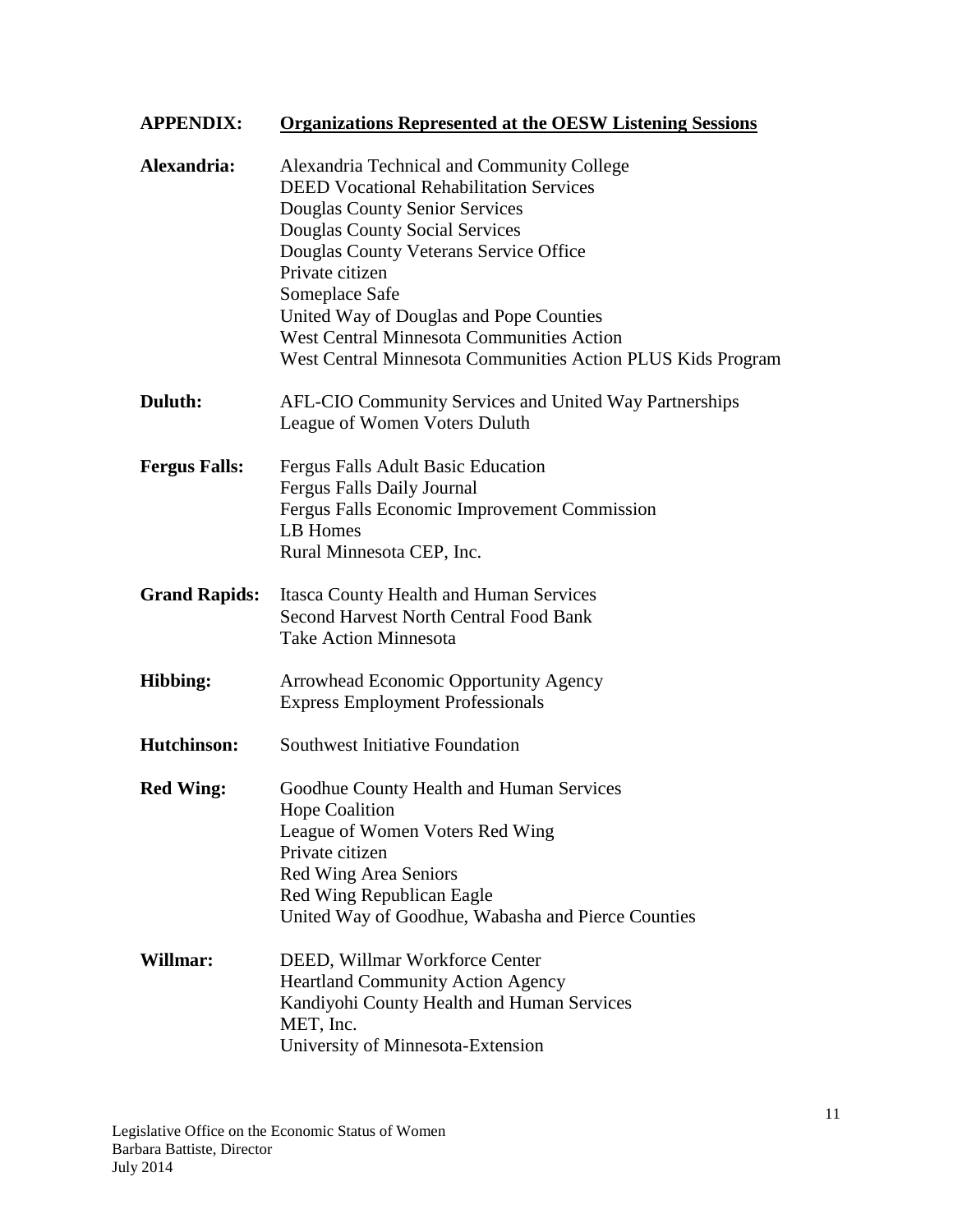## APPENDIX: Organizations Represented at the OESW Listening Sessions

**Alexandria:**

Alexandria Technical and Community College
DEED Vocational Rehabilitation Services
Douglas County Senior Services
Douglas County Social Services
Douglas County Veterans Service Office
Private citizen
Someplace Safe
United Way of Douglas and Pope Counties
West Central Minnesota Communities Action
West Central Minnesota Communities Action PLUS Kids Program

**Duluth:**

AFL-CIO Community Services and United Way Partnerships
League of Women Voters Duluth

**Fergus Falls:**

Fergus Falls Adult Basic Education
Fergus Falls Daily Journal
Fergus Falls Economic Improvement Commission
LB Homes
Rural Minnesota CEP, Inc.

**Grand Rapids:**

Itasca County Health and Human Services
Second Harvest North Central Food Bank
Take Action Minnesota

**Hibbing:**

Arrowhead Economic Opportunity Agency
Express Employment Professionals

**Hutchinson:**

Southwest Initiative Foundation

**Red Wing:**

Goodhue County Health and Human Services
Hope Coalition
League of Women Voters Red Wing
Private citizen
Red Wing Area Seniors
Red Wing Republican Eagle
United Way of Goodhue, Wabasha and Pierce Counties

**Willmar:**

DEED, Willmar Workforce Center
Heartland Community Action Agency
Kandiyohi County Health and Human Services
MET, Inc.
University of Minnesota-Extension